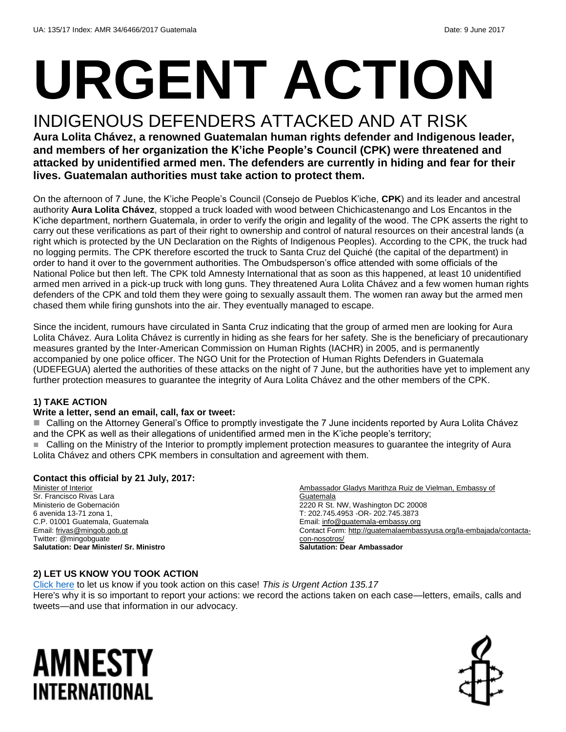UA: 135/17 Index: AMR 34/6466/2017 Guatemala Date: 9 June 2017

# URGENT ACTION

## INDIGENOUS DEFENDERS ATTACKED AND AT RISK

**Aura Lolita Chávez, a renowned Guatemalan human rights defender and Indigenous leader, and members of her organization the K'iche People's Council (CPK) were threatened and attacked by unidentified armed men. The defenders are currently in hiding and fear for their lives. Guatemalan authorities must take action to protect them.**

On the afternoon of 7 June, the K'iche People's Council (Consejo de Pueblos K'iche, **CPK**) and its leader and ancestral authority **Aura Lolita Chávez**, stopped a truck loaded with wood between Chichicastenango and Los Encantos in the K'iche department, northern Guatemala, in order to verify the origin and legality of the wood. The CPK asserts the right to carry out these verifications as part of their right to ownership and control of natural resources on their ancestral lands (a right which is protected by the UN Declaration on the Rights of Indigenous Peoples). According to the CPK, the truck had no logging permits. The CPK therefore escorted the truck to Santa Cruz del Quiché (the capital of the department) in order to hand it over to the government authorities. The Ombudsperson's office attended with some officials of the National Police but then left. The CPK told Amnesty International that as soon as this happened, at least 10 unidentified armed men arrived in a pick-up truck with long guns. They threatened Aura Lolita Chávez and a few women human rights defenders of the CPK and told them they were going to sexually assault them. The women ran away but the armed men chased them while firing gunshots into the air. They eventually managed to escape.

Since the incident, rumours have circulated in Santa Cruz indicating that the group of armed men are looking for Aura Lolita Chávez. Aura Lolita Chávez is currently in hiding as she fears for her safety. She is the beneficiary of precautionary measures granted by the Inter-American Commission on Human Rights (IACHR) in 2005, and is permanently accompanied by one police officer. The NGO Unit for the Protection of Human Rights Defenders in Guatemala (UDEFEGUA) alerted the authorities of these attacks on the night of 7 June, but the authorities have yet to implement any further protection measures to guarantee the integrity of Aura Lolita Chávez and the other members of the CPK.

### 1) TAKE ACTION

**Write a letter, send an email, call, fax or tweet:**

- Calling on the Attorney General's Office to promptly investigate the 7 June incidents reported by Aura Lolita Chávez and the CPK as well as their allegations of unidentified armed men in the K'iche people's territory;
- Calling on the Ministry of the Interior to promptly implement protection measures to guarantee the integrity of Aura Lolita Chávez and others CPK members in consultation and agreement with them.

**Contact this official by 21 July, 2017:**

Minister of Interior
Sr. Francisco Rivas Lara
Ministerio de Gobernación
6 avenida 13-71 zona 1,
C.P. 01001 Guatemala, Guatemala
Email: frivas@mingob.gob.gt
Twitter: @mingobguate
**Salutation: Dear Minister/ Sr. Ministro**

Ambassador Gladys Marithza Ruiz de Vielman, Embassy of Guatemala
2220 R St. NW, Washington DC 20008
T: 202.745.4953 -OR- 202.745.3873
Email: info@guatemala-embassy.org
Contact Form: http://guatemalaembassyusa.org/la-embajada/contacta-con-nosotros/
**Salutation: Dear Ambassador**

### 2) LET US KNOW YOU TOOK ACTION

Click here to let us know if you took action on this case! *This is Urgent Action 135.17*
Here's why it is so important to report your actions: we record the actions taken on each case—letters, emails, calls and tweets—and use that information in our advocacy.

AMNESTY INTERNATIONAL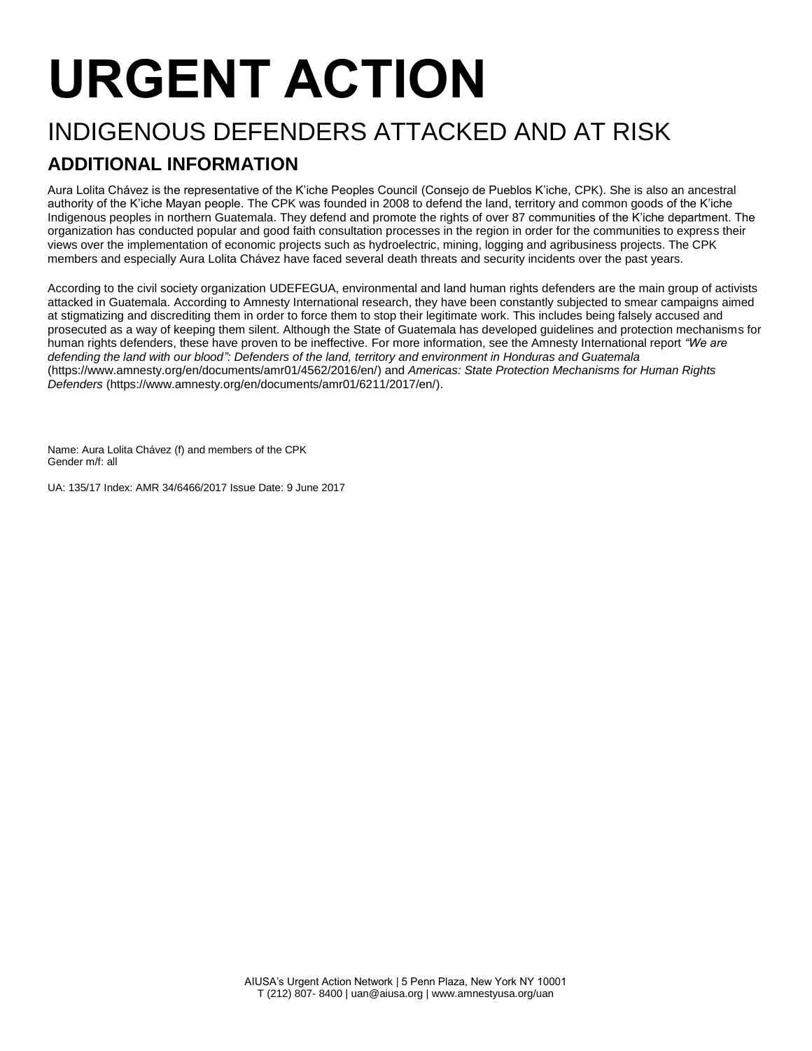# URGENT ACTION

## INDIGENOUS DEFENDERS ATTACKED AND AT RISK

### ADDITIONAL INFORMATION

Aura Lolita Chávez is the representative of the K'iche Peoples Council (Consejo de Pueblos K'iche, CPK). She is also an ancestral authority of the K'iche Mayan people. The CPK was founded in 2008 to defend the land, territory and common goods of the K'iche Indigenous peoples in northern Guatemala. They defend and promote the rights of over 87 communities of the K'iche department. The organization has conducted popular and good faith consultation processes in the region in order for the communities to express their views over the implementation of economic projects such as hydroelectric, mining, logging and agribusiness projects. The CPK members and especially Aura Lolita Chávez have faced several death threats and security incidents over the past years.

According to the civil society organization UDEFEGUA, environmental and land human rights defenders are the main group of activists attacked in Guatemala. According to Amnesty International research, they have been constantly subjected to smear campaigns aimed at stigmatizing and discrediting them in order to force them to stop their legitimate work. This includes being falsely accused and prosecuted as a way of keeping them silent. Although the State of Guatemala has developed guidelines and protection mechanisms for human rights defenders, these have proven to be ineffective. For more information, see the Amnesty International report *"We are defending the land with our blood": Defenders of the land, territory and environment in Honduras and Guatemala* (https://www.amnesty.org/en/documents/amr01/4562/2016/en/) and *Americas: State Protection Mechanisms for Human Rights Defenders* (https://www.amnesty.org/en/documents/amr01/6211/2017/en/).

Name: Aura Lolita Chávez (f) and members of the CPK
Gender m/f: all

UA: 135/17 Index: AMR 34/6466/2017 Issue Date: 9 June 2017

AIUSA's Urgent Action Network | 5 Penn Plaza, New York NY 10001
T (212) 807- 8400 | uan@aiusa.org | www.amnestyusa.org/uan